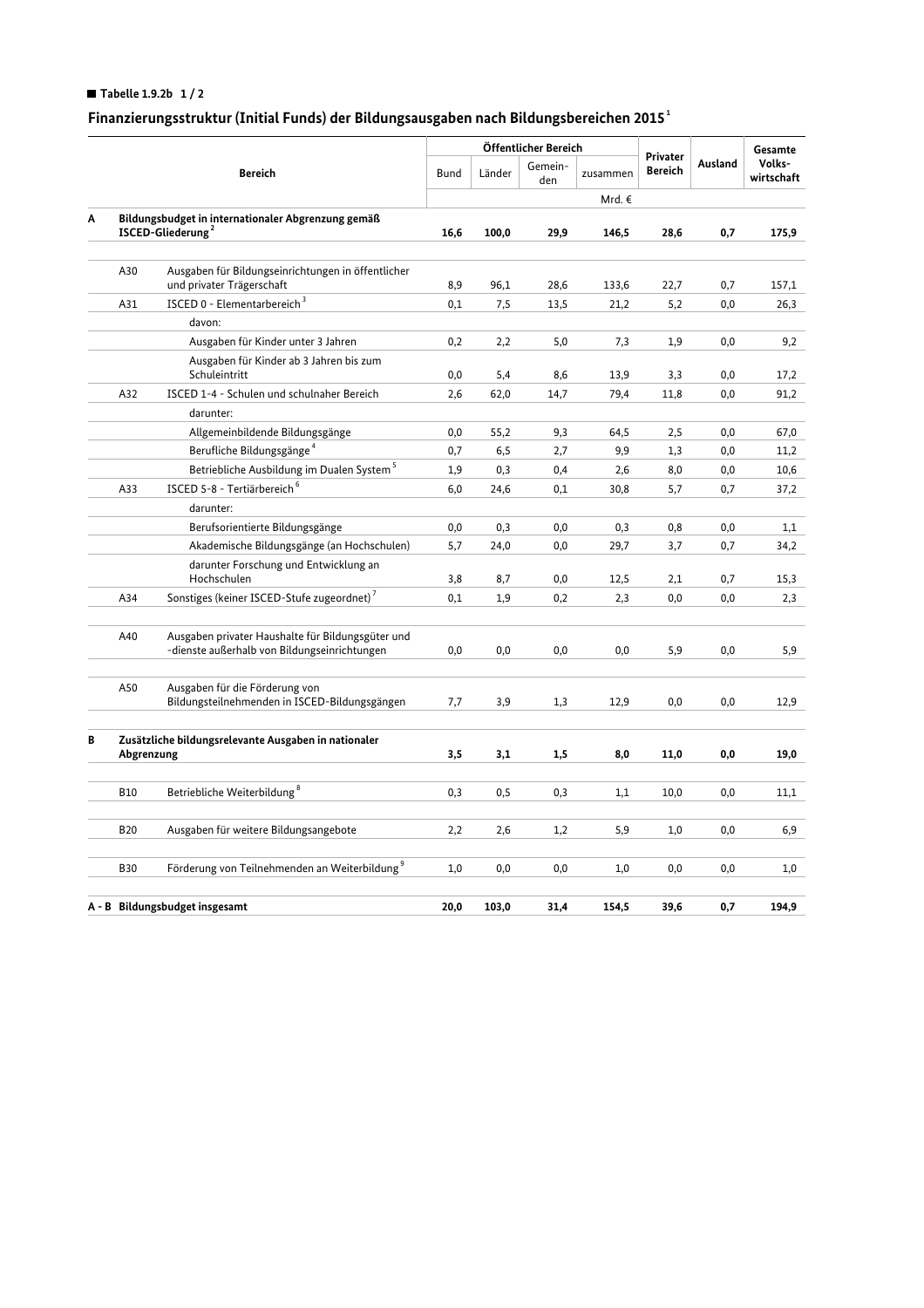■ **Tabelle 1.9.2b 1 / 2**

## Finanzierungsstruktur (Initial Funds) der Bildungsausgaben nach Bildungsbereichen 2015[1]

| | | Bereich | Öffentlicher Bereich | | | | Privater Bereich | Ausland | Gesamte Volks­wirtschaft |
|---|---|---|---|---|---|---|---|---|---|
| | | | Bund | Länder | Gemein­den | zusammen | | | |
| | | | Mrd. € | | | | | | |
| **A** | **Bildungsbudget in internationaler Abgrenzung gemäß ISCED-Gliederung[2]** | | **16,6** | **100,0** | **29,9** | **146,5** | **28,6** | **0,7** | **175,9** |
| | A30 | Ausgaben für Bildungseinrichtungen in öffentlicher und privater Trägerschaft | 8,9 | 96,1 | 28,6 | 133,6 | 22,7 | 0,7 | 157,1 |
| | A31 | ISCED 0 - Elementarbereich[3] | 0,1 | 7,5 | 13,5 | 21,2 | 5,2 | 0,0 | 26,3 |
| | | davon: | | | | | | | |
| | | Ausgaben für Kinder unter 3 Jahren | 0,2 | 2,2 | 5,0 | 7,3 | 1,9 | 0,0 | 9,2 |
| | | Ausgaben für Kinder ab 3 Jahren bis zum Schuleintritt | 0,0 | 5,4 | 8,6 | 13,9 | 3,3 | 0,0 | 17,2 |
| | A32 | ISCED 1-4 - Schulen und schulnaher Bereich | 2,6 | 62,0 | 14,7 | 79,4 | 11,8 | 0,0 | 91,2 |
| | | darunter: | | | | | | | |
| | | Allgemeinbildende Bildungsgänge | 0,0 | 55,2 | 9,3 | 64,5 | 2,5 | 0,0 | 67,0 |
| | | Berufliche Bildungsgänge[4] | 0,7 | 6,5 | 2,7 | 9,9 | 1,3 | 0,0 | 11,2 |
| | | Betriebliche Ausbildung im Dualen System[5] | 1,9 | 0,3 | 0,4 | 2,6 | 8,0 | 0,0 | 10,6 |
| | A33 | ISCED 5-8 - Tertiärbereich[6] | 6,0 | 24,6 | 0,1 | 30,8 | 5,7 | 0,7 | 37,2 |
| | | darunter: | | | | | | | |
| | | Berufsorientierte Bildungsgänge | 0,0 | 0,3 | 0,0 | 0,3 | 0,8 | 0,0 | 1,1 |
| | | Akademische Bildungsgänge (an Hochschulen) | 5,7 | 24,0 | 0,0 | 29,7 | 3,7 | 0,7 | 34,2 |
| | | darunter Forschung und Entwicklung an Hochschulen | 3,8 | 8,7 | 0,0 | 12,5 | 2,1 | 0,7 | 15,3 |
| | A34 | Sonstiges (keiner ISCED-Stufe zugeordnet)[7] | 0,1 | 1,9 | 0,2 | 2,3 | 0,0 | 0,0 | 2,3 |
| | A40 | Ausgaben privater Haushalte für Bildungsgüter und -dienste außerhalb von Bildungseinrichtungen | 0,0 | 0,0 | 0,0 | 0,0 | 5,9 | 0,0 | 5,9 |
| | A50 | Ausgaben für die Förderung von Bildungsteilnehmenden in ISCED-Bildungsgängen | 7,7 | 3,9 | 1,3 | 12,9 | 0,0 | 0,0 | 12,9 |
| **B** | **Zusätzliche bildungsrelevante Ausgaben in nationaler Abgrenzung** | | **3,5** | **3,1** | **1,5** | **8,0** | **11,0** | **0,0** | **19,0** |
| | B10 | Betriebliche Weiterbildung[8] | 0,3 | 0,5 | 0,3 | 1,1 | 10,0 | 0,0 | 11,1 |
| | B20 | Ausgaben für weitere Bildungsangebote | 2,2 | 2,6 | 1,2 | 5,9 | 1,0 | 0,0 | 6,9 |
| | B30 | Förderung von Teilnehmenden an Weiterbildung[9] | 1,0 | 0,0 | 0,0 | 1,0 | 0,0 | 0,0 | 1,0 |
| **A - B** | **Bildungsbudget insgesamt** | | **20,0** | **103,0** | **31,4** | **154,5** | **39,6** | **0,7** | **194,9** |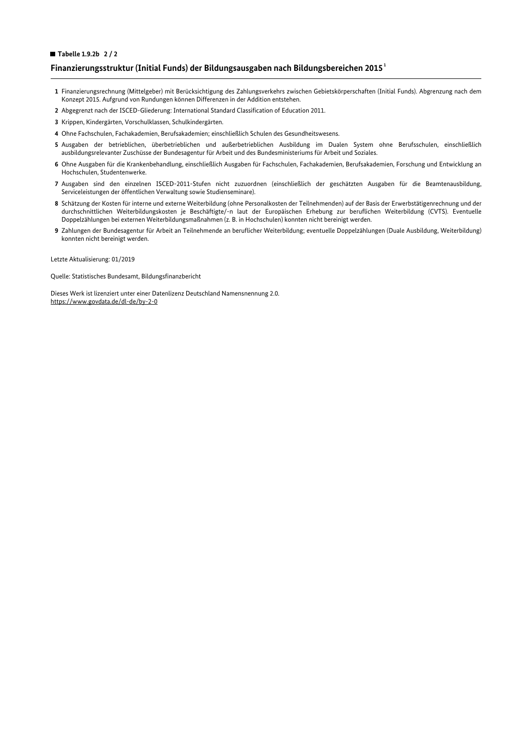**Tabelle 1.9.2b**

## Finanzierungsstruktur (Initial Funds) der Bildungsausgaben nach Bildungsbereichen 2015[1]

1. Finanzierungsrechnung (Mittelgeber) mit Berücksichtigung des Zahlungsverkehrs zwischen Gebietskörperschaften (Initial Funds). Abgrenzung nach dem Konzept 2015. Aufgrund von Rundungen können Differenzen in der Addition entstehen.
2. Abgegrenzt nach der ISCED-Gliederung: International Standard Classification of Education 2011.
3. Krippen, Kindergärten, Vorschulklassen, Schulkindergärten.
4. Ohne Fachschulen, Fachakademien, Berufsakademien; einschließlich Schulen des Gesundheitswesens.
5. Ausgaben der betrieblichen, überbetrieblichen und außerbetrieblichen Ausbildung im Dualen System ohne Berufsschulen, einschließlich ausbildungsrelevanter Zuschüsse der Bundesagentur für Arbeit und des Bundesministeriums für Arbeit und Soziales.
6. Ohne Ausgaben für die Krankenbehandlung, einschließlich Ausgaben für Fachschulen, Fachakademien, Berufsakademien, Forschung und Entwicklung an Hochschulen, Studentenwerke.
7. Ausgaben sind den einzelnen ISCED-2011-Stufen nicht zuzuordnen (einschließlich der geschätzten Ausgaben für die Beamtenausbildung, Serviceleistungen der öffentlichen Verwaltung sowie Studienseminare).
8. Schätzung der Kosten für interne und externe Weiterbildung (ohne Personalkosten der Teilnehmenden) auf der Basis der Erwerbstätigenrechnung und der durchschnittlichen Weiterbildungskosten je Beschäftigte/-n laut der Europäischen Erhebung zur beruflichen Weiterbildung (CVTS). Eventuelle Doppelzählungen bei externen Weiterbildungsmaßnahmen (z. B. in Hochschulen) konnten nicht bereinigt werden.
9. Zahlungen der Bundesagentur für Arbeit an Teilnehmende an beruflicher Weiterbildung; eventuelle Doppelzählungen (Duale Ausbildung, Weiterbildung) konnten nicht bereinigt werden.

Letzte Aktualisierung: 01/2019

Quelle: Statistisches Bundesamt, Bildungsfinanzbericht

Dieses Werk ist lizenziert unter einer Datenlizenz Deutschland Namensnennung 2.0.
https://www.govdata.de/dl-de/by-2-0